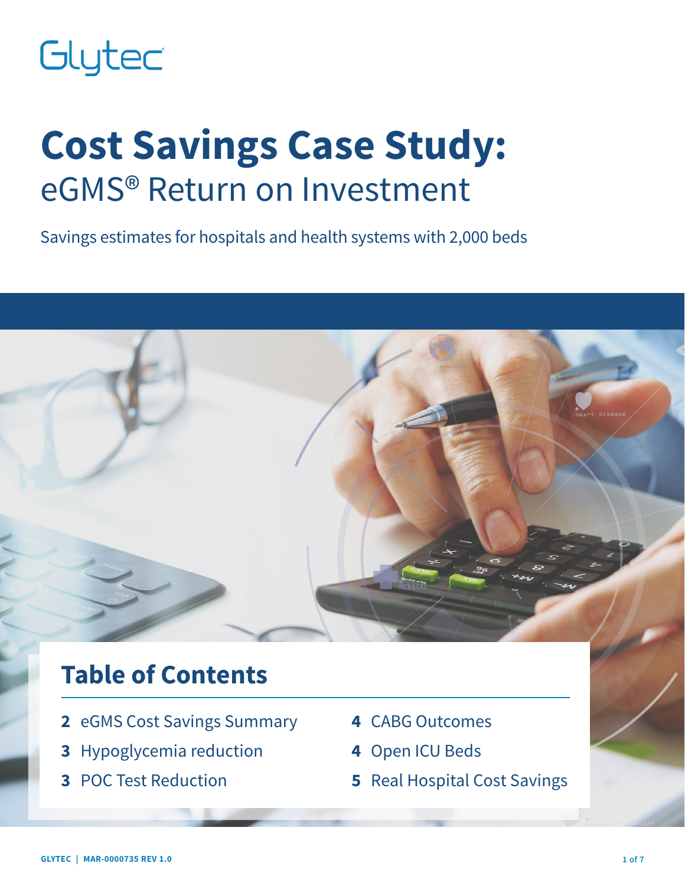Glytec

# Cost Savings Case Study:
## eGMS® Return on Investment

Savings estimates for hospitals and health systems with 2,000 beds

## Table of Contents

- **2** eGMS Cost Savings Summary
- **3** Hypoglycemia reduction
- **3** POC Test Reduction
- **4** CABG Outcomes
- **4** Open ICU Beds
- **5** Real Hospital Cost Savings

GLYTEC | MAR-0000735 REV 1.0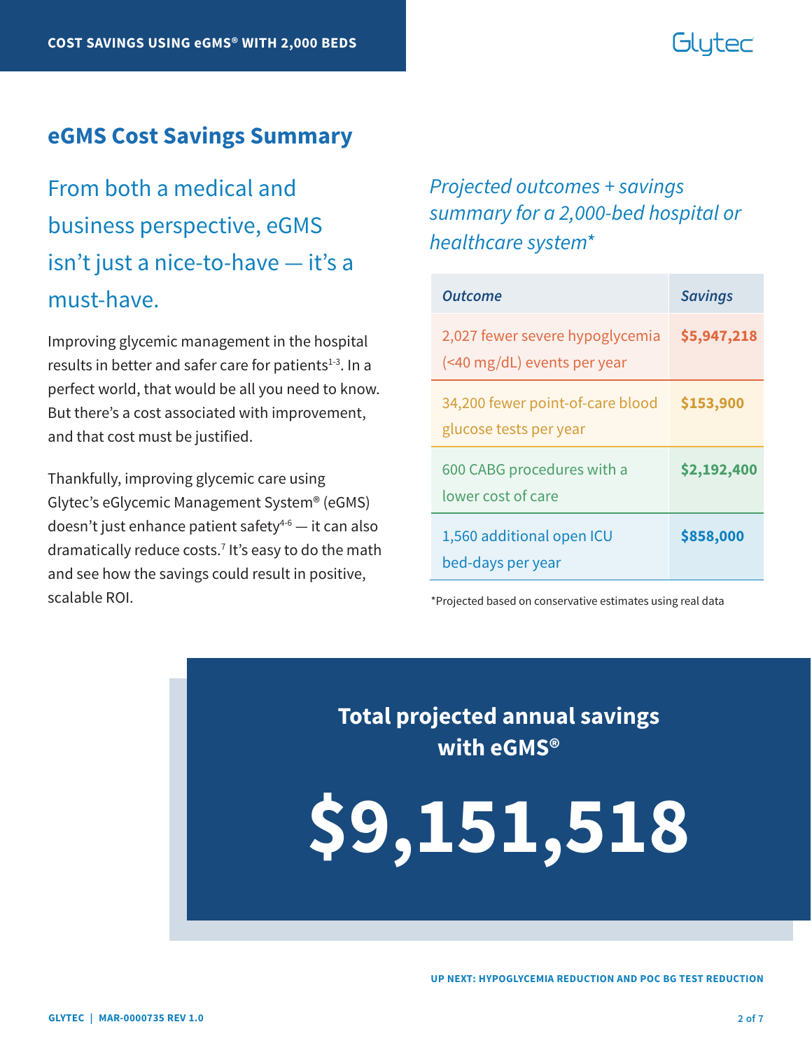## eGMS Cost Savings Summary

From both a medical and business perspective, eGMS isn't just a nice-to-have — it's a must-have.

Improving glycemic management in the hospital results in better and safer care for patients[1-3]. In a perfect world, that would be all you need to know. But there's a cost associated with improvement, and that cost must be justified.

Thankfully, improving glycemic care using Glytec's eGlycemic Management System® (eGMS) doesn't just enhance patient safety[4-6] — it can also dramatically reduce costs.[7] It's easy to do the math and see how the savings could result in positive, scalable ROI.

*Projected outcomes + savings summary for a 2,000-bed hospital or healthcare system**

| *Outcome* | *Savings* |
|---|---|
| 2,027 fewer severe hypoglycemia (<40 mg/dL) events per year | **$5,947,218** |
| 34,200 fewer point-of-care blood glucose tests per year | **$153,900** |
| 600 CABG procedures with a lower cost of care | **$2,192,400** |
| 1,560 additional open ICU bed-days per year | **$858,000** |

*Projected based on conservative estimates using real data

**Total projected annual savings with eGMS®**

# $9,151,518

**UP NEXT: HYPOGLYCEMIA REDUCTION AND POC BG TEST REDUCTION**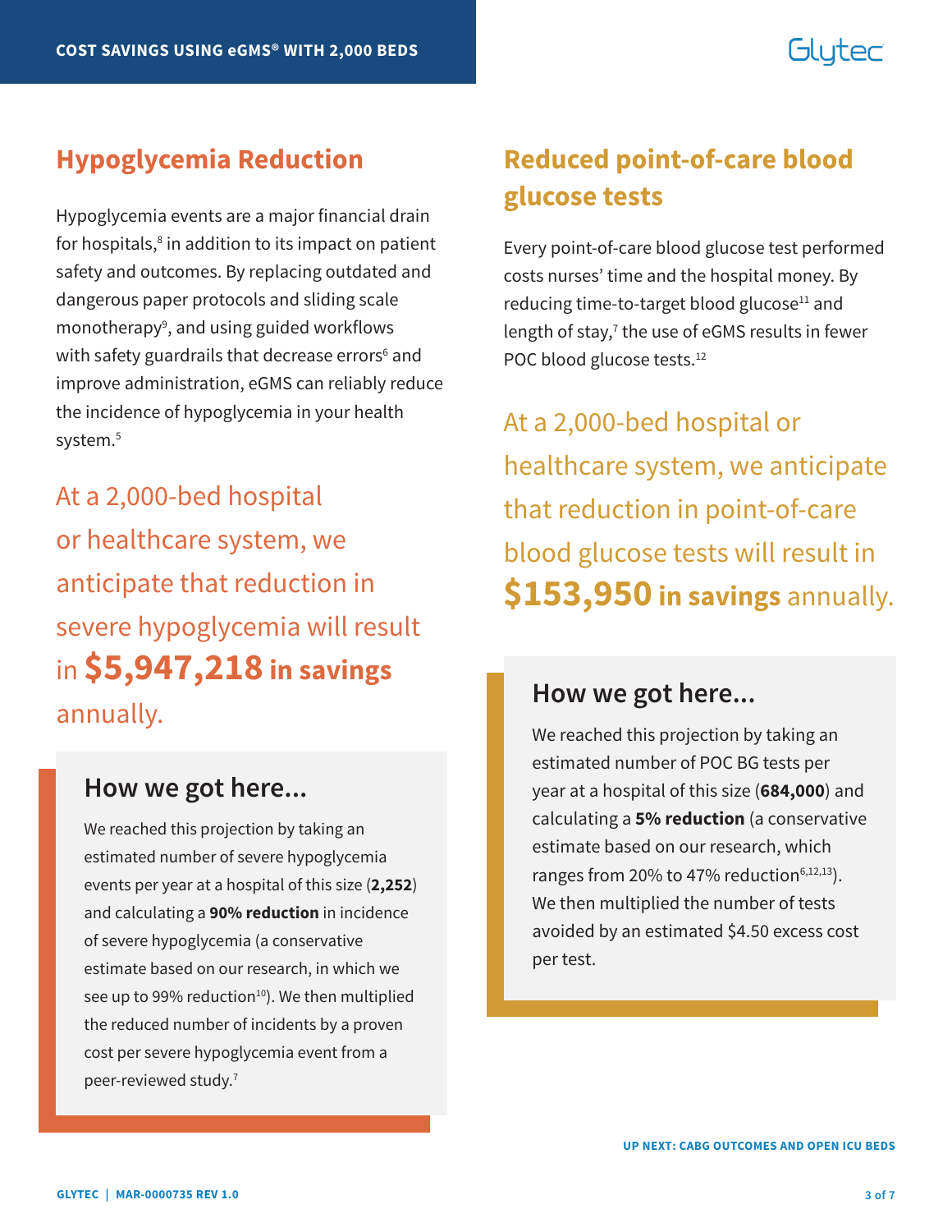## Hypoglycemia Reduction

Hypoglycemia events are a major financial drain for hospitals,[8] in addition to its impact on patient safety and outcomes. By replacing outdated and dangerous paper protocols and sliding scale monotherapy[9], and using guided workflows with safety guardrails that decrease errors[6] and improve administration, eGMS can reliably reduce the incidence of hypoglycemia in your health system.[5]

At a 2,000-bed hospital or healthcare system, we anticipate that reduction in severe hypoglycemia will result in **$5,947,218 in savings** annually.

### How we got here...

We reached this projection by taking an estimated number of severe hypoglycemia events per year at a hospital of this size (**2,252**) and calculating a **90% reduction** in incidence of severe hypoglycemia (a conservative estimate based on our research, in which we see up to 99% reduction[10]). We then multiplied the reduced number of incidents by a proven cost per severe hypoglycemia event from a peer-reviewed study.[7]

## Reduced point-of-care blood glucose tests

Every point-of-care blood glucose test performed costs nurses' time and the hospital money. By reducing time-to-target blood glucose[11] and length of stay,[7] the use of eGMS results in fewer POC blood glucose tests.[12]

At a 2,000-bed hospital or healthcare system, we anticipate that reduction in point-of-care blood glucose tests will result in **$153,950 in savings** annually.

### How we got here...

We reached this projection by taking an estimated number of POC BG tests per year at a hospital of this size (**684,000**) and calculating a **5% reduction** (a conservative estimate based on our research, which ranges from 20% to 47% reduction[6,12,13]). We then multiplied the number of tests avoided by an estimated $4.50 excess cost per test.

UP NEXT: CABG OUTCOMES AND OPEN ICU BEDS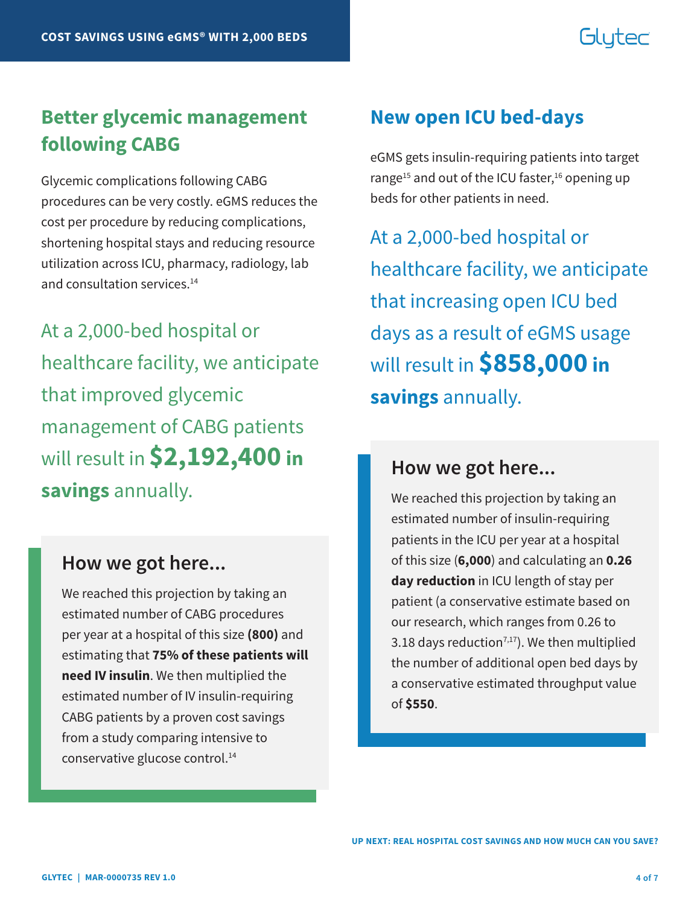## Better glycemic management following CABG

Glycemic complications following CABG procedures can be very costly. eGMS reduces the cost per procedure by reducing complications, shortening hospital stays and reducing resource utilization across ICU, pharmacy, radiology, lab and consultation services.[14]

At a 2,000-bed hospital or healthcare facility, we anticipate that improved glycemic management of CABG patients will result in **$2,192,400 in savings** annually.

### How we got here...

We reached this projection by taking an estimated number of CABG procedures per year at a hospital of this size **(800)** and estimating that **75% of these patients will need IV insulin**. We then multiplied the estimated number of IV insulin-requiring CABG patients by a proven cost savings from a study comparing intensive to conservative glucose control.[14]

## New open ICU bed-days

eGMS gets insulin-requiring patients into target range[15] and out of the ICU faster,[16] opening up beds for other patients in need.

At a 2,000-bed hospital or healthcare facility, we anticipate that increasing open ICU bed days as a result of eGMS usage will result in **$858,000 in savings** annually.

### How we got here...

We reached this projection by taking an estimated number of insulin-requiring patients in the ICU per year at a hospital of this size (**6,000**) and calculating an **0.26 day reduction** in ICU length of stay per patient (a conservative estimate based on our research, which ranges from 0.26 to 3.18 days reduction[7,17]). We then multiplied the number of additional open bed days by a conservative estimated throughput value of **$550**.

UP NEXT: REAL HOSPITAL COST SAVINGS AND HOW MUCH CAN YOU SAVE?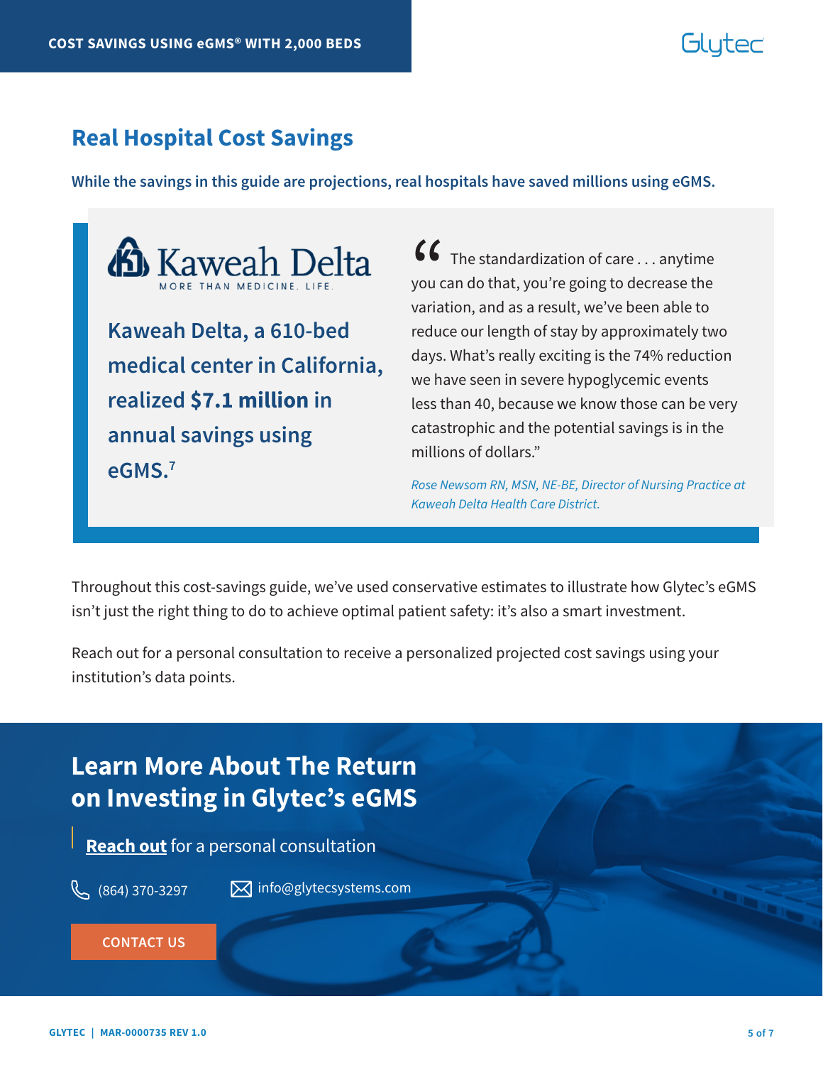## Real Hospital Cost Savings

**While the savings in this guide are projections, real hospitals have saved millions using eGMS.**

Kaweah Delta
MORE THAN MEDICINE. LIFE.

**Kaweah Delta, a 610-bed medical center in California, realized $7.1 million in annual savings using eGMS.**[7]

"The standardization of care . . . anytime you can do that, you're going to decrease the variation, and as a result, we've been able to reduce our length of stay by approximately two days. What's really exciting is the 74% reduction we have seen in severe hypoglycemic events less than 40, because we know those can be very catastrophic and the potential savings is in the millions of dollars."

*Rose Newsom RN, MSN, NE-BE, Director of Nursing Practice at Kaweah Delta Health Care District.*

Throughout this cost-savings guide, we've used conservative estimates to illustrate how Glytec's eGMS isn't just the right thing to do to achieve optimal patient safety: it's also a smart investment.

Reach out for a personal consultation to receive a personalized projected cost savings using your institution's data points.

## Learn More About The Return on Investing in Glytec's eGMS

**Reach out** for a personal consultation

(864) 370-3297    info@glytecsystems.com

CONTACT US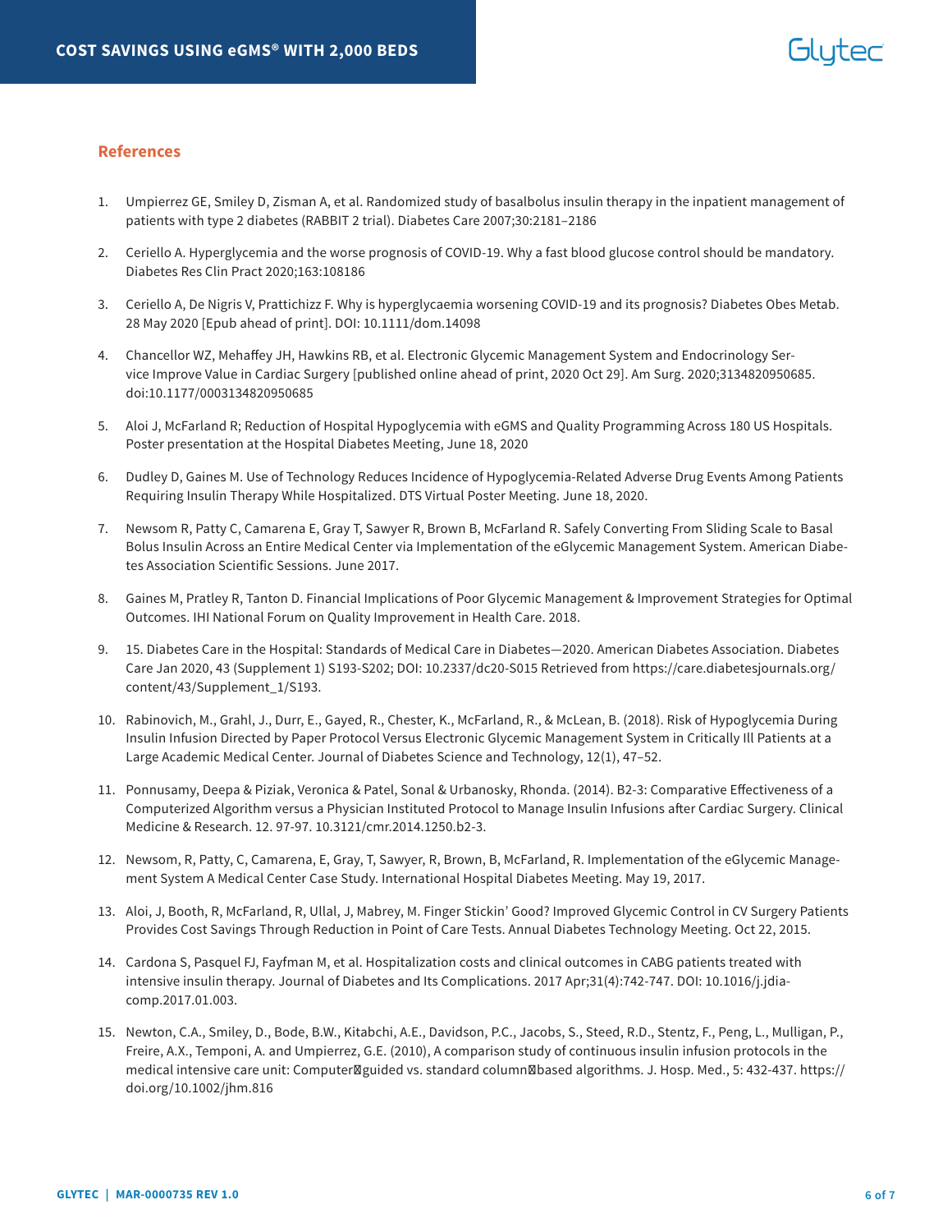## References

1. Umpierrez GE, Smiley D, Zisman A, et al. Randomized study of basalbolus insulin therapy in the inpatient management of patients with type 2 diabetes (RABBIT 2 trial). Diabetes Care 2007;30:2181–2186
2. Ceriello A. Hyperglycemia and the worse prognosis of COVID-19. Why a fast blood glucose control should be mandatory. Diabetes Res Clin Pract 2020;163:108186
3. Ceriello A, De Nigris V, Prattichizz F. Why is hyperglycaemia worsening COVID-19 and its prognosis? Diabetes Obes Metab. 28 May 2020 [Epub ahead of print]. DOI: 10.1111/dom.14098
4. Chancellor WZ, Mehaffey JH, Hawkins RB, et al. Electronic Glycemic Management System and Endocrinology Service Improve Value in Cardiac Surgery [published online ahead of print, 2020 Oct 29]. Am Surg. 2020;3134820950685. doi:10.1177/0003134820950685
5. Aloi J, McFarland R; Reduction of Hospital Hypoglycemia with eGMS and Quality Programming Across 180 US Hospitals. Poster presentation at the Hospital Diabetes Meeting, June 18, 2020
6. Dudley D, Gaines M. Use of Technology Reduces Incidence of Hypoglycemia-Related Adverse Drug Events Among Patients Requiring Insulin Therapy While Hospitalized. DTS Virtual Poster Meeting. June 18, 2020.
7. Newsom R, Patty C, Camarena E, Gray T, Sawyer R, Brown B, McFarland R. Safely Converting From Sliding Scale to Basal Bolus Insulin Across an Entire Medical Center via Implementation of the eGlycemic Management System. American Diabetes Association Scientific Sessions. June 2017.
8. Gaines M, Pratley R, Tanton D. Financial Implications of Poor Glycemic Management & Improvement Strategies for Optimal Outcomes. IHI National Forum on Quality Improvement in Health Care. 2018.
9. 15. Diabetes Care in the Hospital: Standards of Medical Care in Diabetes—2020. American Diabetes Association. Diabetes Care Jan 2020, 43 (Supplement 1) S193-S202; DOI: 10.2337/dc20-S015 Retrieved from https://care.diabetesjournals.org/content/43/Supplement_1/S193.
10. Rabinovich, M., Grahl, J., Durr, E., Gayed, R., Chester, K., McFarland, R., & McLean, B. (2018). Risk of Hypoglycemia During Insulin Infusion Directed by Paper Protocol Versus Electronic Glycemic Management System in Critically Ill Patients at a Large Academic Medical Center. Journal of Diabetes Science and Technology, 12(1), 47–52.
11. Ponnusamy, Deepa & Piziak, Veronica & Patel, Sonal & Urbanosky, Rhonda. (2014). B2-3: Comparative Effectiveness of a Computerized Algorithm versus a Physician Instituted Protocol to Manage Insulin Infusions after Cardiac Surgery. Clinical Medicine & Research. 12. 97-97. 10.3121/cmr.2014.1250.b2-3.
12. Newsom, R, Patty, C, Camarena, E, Gray, T, Sawyer, R, Brown, B, McFarland, R. Implementation of the eGlycemic Management System A Medical Center Case Study. International Hospital Diabetes Meeting. May 19, 2017.
13. Aloi, J, Booth, R, McFarland, R, Ullal, J, Mabrey, M. Finger Stickin' Good? Improved Glycemic Control in CV Surgery Patients Provides Cost Savings Through Reduction in Point of Care Tests. Annual Diabetes Technology Meeting. Oct 22, 2015.
14. Cardona S, Pasquel FJ, Fayfman M, et al. Hospitalization costs and clinical outcomes in CABG patients treated with intensive insulin therapy. Journal of Diabetes and Its Complications. 2017 Apr;31(4):742-747. DOI: 10.1016/j.jdiacomp.2017.01.003.
15. Newton, C.A., Smiley, D., Bode, B.W., Kitabchi, A.E., Davidson, P.C., Jacobs, S., Steed, R.D., Stentz, F., Peng, L., Mulligan, P., Freire, A.X., Temponi, A. and Umpierrez, G.E. (2010), A comparison study of continuous insulin infusion protocols in the medical intensive care unit: Computer‐guided vs. standard column‐based algorithms. J. Hosp. Med., 5: 432-437. https://doi.org/10.1002/jhm.816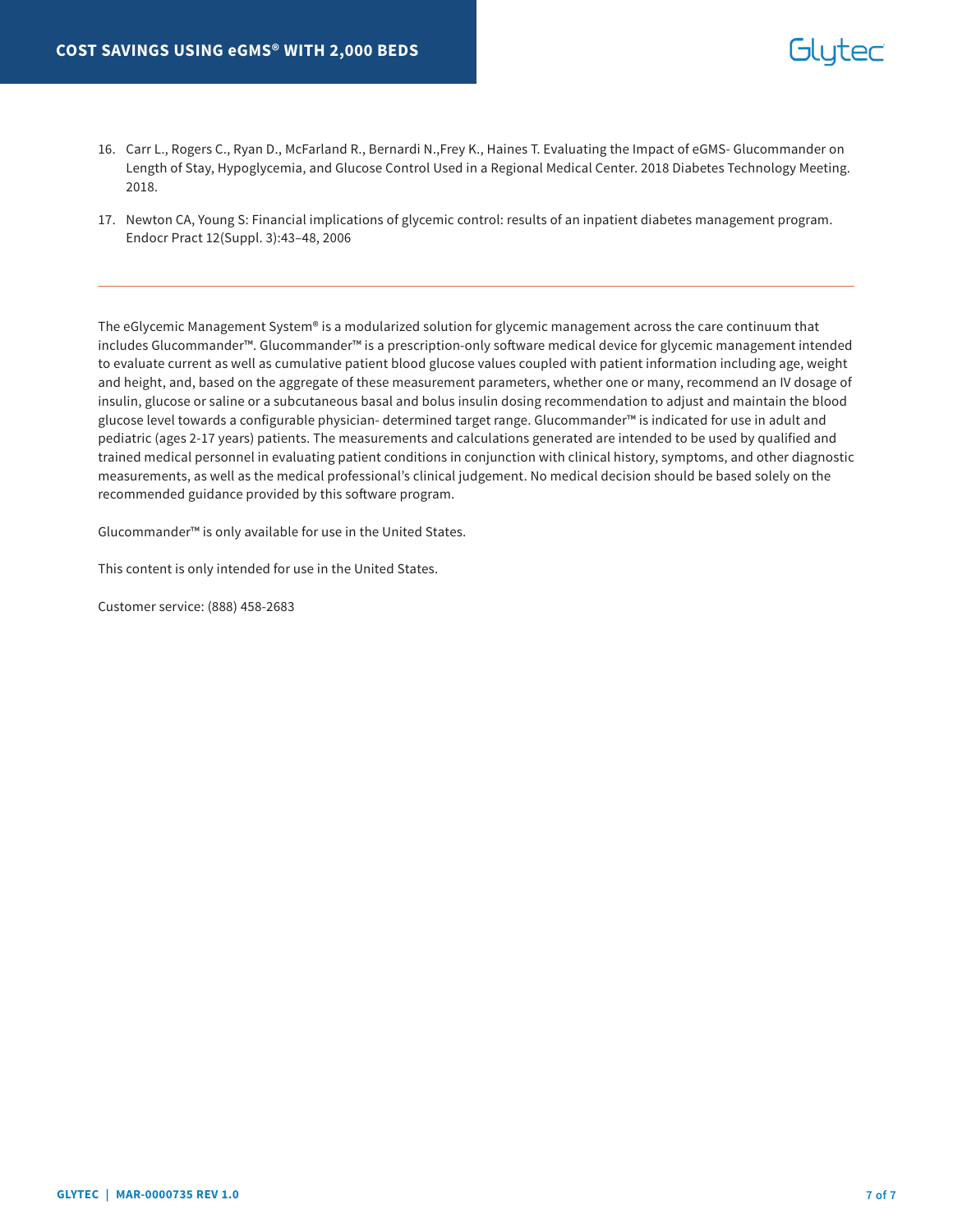16. Carr L., Rogers C., Ryan D., McFarland R., Bernardi N.,Frey K., Haines T. Evaluating the Impact of eGMS- Glucommander on Length of Stay, Hypoglycemia, and Glucose Control Used in a Regional Medical Center. 2018 Diabetes Technology Meeting. 2018.

17. Newton CA, Young S: Financial implications of glycemic control: results of an inpatient diabetes management program. Endocr Pract 12(Suppl. 3):43–48, 2006

---

The eGlycemic Management System® is a modularized solution for glycemic management across the care continuum that includes Glucommander™. Glucommander™ is a prescription-only software medical device for glycemic management intended to evaluate current as well as cumulative patient blood glucose values coupled with patient information including age, weight and height, and, based on the aggregate of these measurement parameters, whether one or many, recommend an IV dosage of insulin, glucose or saline or a subcutaneous basal and bolus insulin dosing recommendation to adjust and maintain the blood glucose level towards a configurable physician- determined target range. Glucommander™ is indicated for use in adult and pediatric (ages 2-17 years) patients. The measurements and calculations generated are intended to be used by qualified and trained medical personnel in evaluating patient conditions in conjunction with clinical history, symptoms, and other diagnostic measurements, as well as the medical professional's clinical judgement. No medical decision should be based solely on the recommended guidance provided by this software program.

Glucommander™ is only available for use in the United States.

This content is only intended for use in the United States.

Customer service: (888) 458-2683